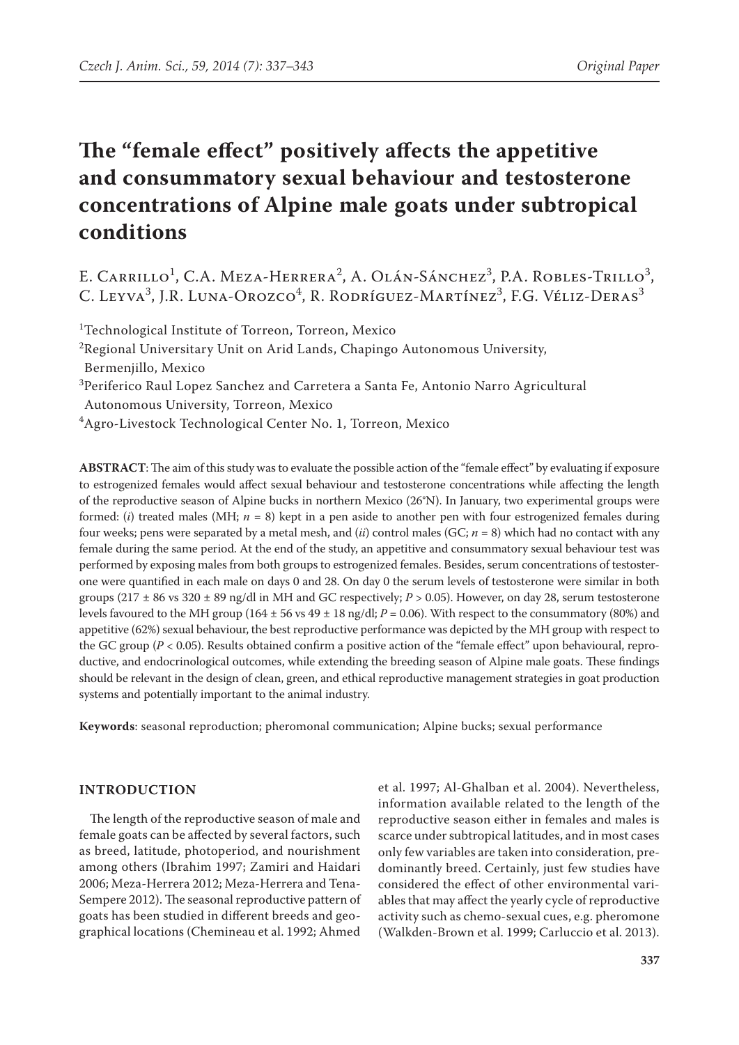# The "female effect" positively affects the appetitive and consummatory sexual behaviour and testosterone concentrations of Alpine male goats under subtropical conditions

E. Carrillo[1], C.A. Meza-Herrera[2], A. Olán-Sánchez[3], P.A. Robles-Trillo[3], C. Leyva[3], J.R. Luna-Orozco[4], R. Rodríguez-Martínez[3], F.G. Véliz-Deras[3]

[1]Technological Institute of Torreon, Torreon, Mexico
[2]Regional Universitary Unit on Arid Lands, Chapingo Autonomous University, Bermenjillo, Mexico
[3]Periferico Raul Lopez Sanchez and Carretera a Santa Fe, Antonio Narro Agricultural Autonomous University, Torreon, Mexico
[4]Agro-Livestock Technological Center No. 1, Torreon, Mexico

**ABSTRACT**: The aim of this study was to evaluate the possible action of the "female effect" by evaluating if exposure to estrogenized females would affect sexual behaviour and testosterone concentrations while affecting the length of the reproductive season of Alpine bucks in northern Mexico (26°N). In January, two experimental groups were formed: (*i*) treated males (MH; $n = 8$) kept in a pen aside to another pen with four estrogenized females during four weeks; pens were separated by a metal mesh, and (*ii*) control males (GC; $n = 8$) which had no contact with any female during the same period. At the end of the study, an appetitive and consummatory sexual behaviour test was performed by exposing males from both groups to estrogenized females. Besides, serum concentrations of testosterone were quantified in each male on days 0 and 28. On day 0 the serum levels of testosterone were similar in both groups (217 ± 86 vs 320 ± 89 ng/dl in MH and GC respectively; $P > 0.05$). However, on day 28, serum testosterone levels favoured to the MH group (164 ± 56 vs 49 ± 18 ng/dl; $P = 0.06$). With respect to the consummatory (80%) and appetitive (62%) sexual behaviour, the best reproductive performance was depicted by the MH group with respect to the GC group ($P < 0.05$). Results obtained confirm a positive action of the "female effect" upon behavioural, reproductive, and endocrinological outcomes, while extending the breeding season of Alpine male goats. These findings should be relevant in the design of clean, green, and ethical reproductive management strategies in goat production systems and potentially important to the animal industry.

**Keywords**: seasonal reproduction; pheromonal communication; Alpine bucks; sexual performance

## INTRODUCTION

The length of the reproductive season of male and female goats can be affected by several factors, such as breed, latitude, photoperiod, and nourishment among others (Ibrahim 1997; Zamiri and Haidari 2006; Meza-Herrera 2012; Meza-Herrera and Tena-Sempere 2012). The seasonal reproductive pattern of goats has been studied in different breeds and geographical locations (Chemineau et al. 1992; Ahmed et al. 1997; Al-Ghalban et al. 2004). Nevertheless, information available related to the length of the reproductive season either in females and males is scarce under subtropical latitudes, and in most cases only few variables are taken into consideration, predominantly breed. Certainly, just few studies have considered the effect of other environmental variables that may affect the yearly cycle of reproductive activity such as chemo-sexual cues, e.g. pheromone (Walkden-Brown et al. 1999; Carluccio et al. 2013).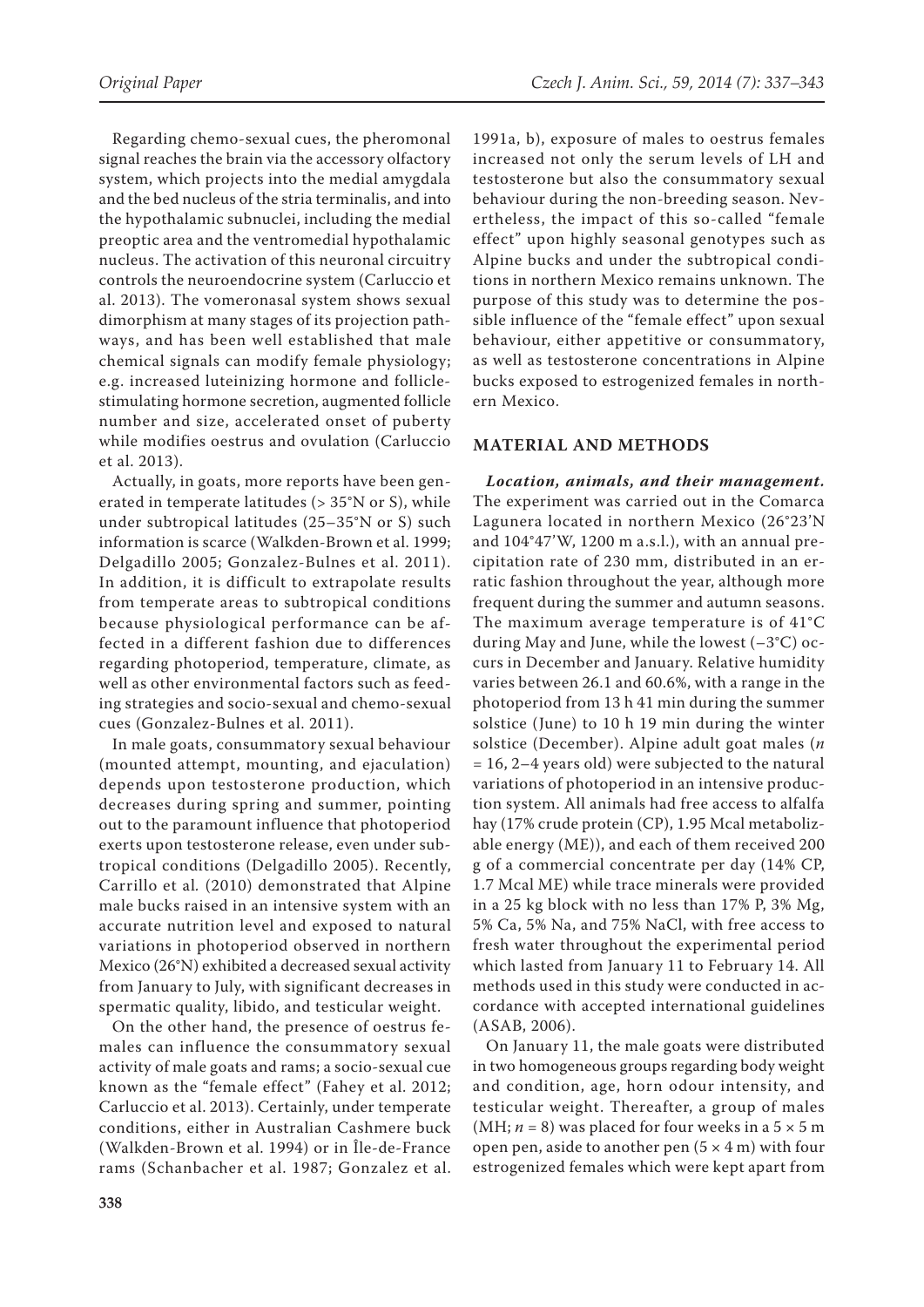Regarding chemo-sexual cues, the pheromonal signal reaches the brain via the accessory olfactory system, which projects into the medial amygdala and the bed nucleus of the stria terminalis, and into the hypothalamic subnuclei, including the medial preoptic area and the ventromedial hypothalamic nucleus. The activation of this neuronal circuitry controls the neuroendocrine system (Carluccio et al. 2013). The vomeronasal system shows sexual dimorphism at many stages of its projection pathways, and has been well established that male chemical signals can modify female physiology; e.g. increased luteinizing hormone and follicle-stimulating hormone secretion, augmented follicle number and size, accelerated onset of puberty while modifies oestrus and ovulation (Carluccio et al. 2013).

Actually, in goats, more reports have been generated in temperate latitudes (> 35°N or S), while under subtropical latitudes (25–35°N or S) such information is scarce (Walkden-Brown et al. 1999; Delgadillo 2005; Gonzalez-Bulnes et al. 2011). In addition, it is difficult to extrapolate results from temperate areas to subtropical conditions because physiological performance can be affected in a different fashion due to differences regarding photoperiod, temperature, climate, as well as other environmental factors such as feeding strategies and socio-sexual and chemo-sexual cues (Gonzalez-Bulnes et al. 2011).

In male goats, consummatory sexual behaviour (mounted attempt, mounting, and ejaculation) depends upon testosterone production, which decreases during spring and summer, pointing out to the paramount influence that photoperiod exerts upon testosterone release, even under subtropical conditions (Delgadillo 2005). Recently, Carrillo et al. (2010) demonstrated that Alpine male bucks raised in an intensive system with an accurate nutrition level and exposed to natural variations in photoperiod observed in northern Mexico (26°N) exhibited a decreased sexual activity from January to July, with significant decreases in spermatic quality, libido, and testicular weight.

On the other hand, the presence of oestrus females can influence the consummatory sexual activity of male goats and rams; a socio-sexual cue known as the "female effect" (Fahey et al. 2012; Carluccio et al. 2013). Certainly, under temperate conditions, either in Australian Cashmere buck (Walkden-Brown et al. 1994) or in Île-de-France rams (Schanbacher et al. 1987; Gonzalez et al. 1991a, b), exposure of males to oestrus females increased not only the serum levels of LH and testosterone but also the consummatory sexual behaviour during the non-breeding season. Nevertheless, the impact of this so-called "female effect" upon highly seasonal genotypes such as Alpine bucks and under the subtropical conditions in northern Mexico remains unknown. The purpose of this study was to determine the possible influence of the "female effect" upon sexual behaviour, either appetitive or consummatory, as well as testosterone concentrations in Alpine bucks exposed to estrogenized females in northern Mexico.

## MATERIAL AND METHODS

***Location, animals, and their management.*** The experiment was carried out in the Comarca Lagunera located in northern Mexico (26°23'N and 104°47'W, 1200 m a.s.l.), with an annual precipitation rate of 230 mm, distributed in an erratic fashion throughout the year, although more frequent during the summer and autumn seasons. The maximum average temperature is of 41°C during May and June, while the lowest (–3°C) occurs in December and January. Relative humidity varies between 26.1 and 60.6%, with a range in the photoperiod from 13 h 41 min during the summer solstice (June) to 10 h 19 min during the winter solstice (December). Alpine adult goat males ($n = 16$, 2–4 years old) were subjected to the natural variations of photoperiod in an intensive production system. All animals had free access to alfalfa hay (17% crude protein (CP), 1.95 Mcal metabolizable energy (ME)), and each of them received 200 g of a commercial concentrate per day (14% CP, 1.7 Mcal ME) while trace minerals were provided in a 25 kg block with no less than 17% P, 3% Mg, 5% Ca, 5% Na, and 75% NaCl, with free access to fresh water throughout the experimental period which lasted from January 11 to February 14. All methods used in this study were conducted in accordance with accepted international guidelines (ASAB, 2006).

On January 11, the male goats were distributed in two homogeneous groups regarding body weight and condition, age, horn odour intensity, and testicular weight. Thereafter, a group of males (MH; $n = 8$) was placed for four weeks in a 5 × 5 m open pen, aside to another pen (5 × 4 m) with four estrogenized females which were kept apart from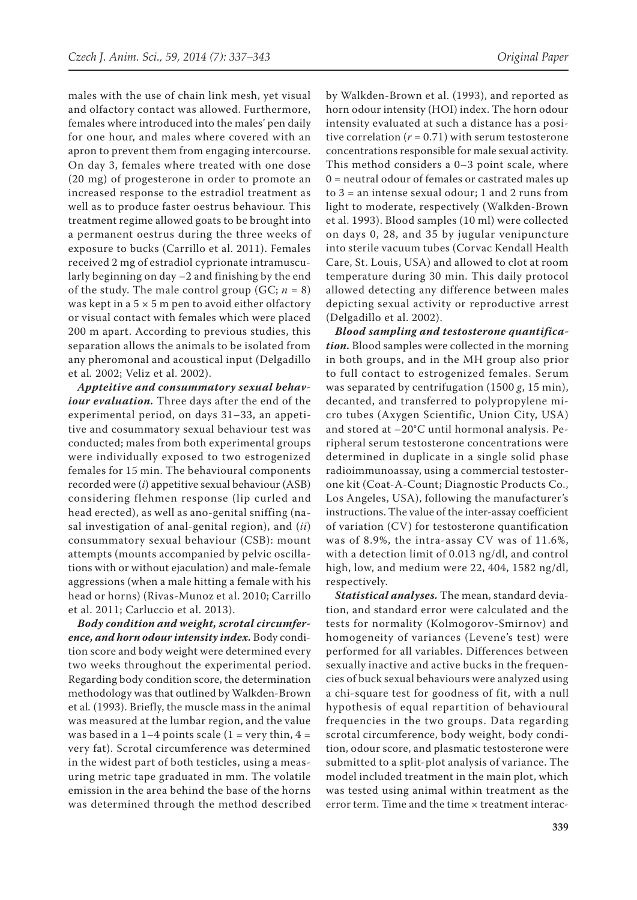males with the use of chain link mesh, yet visual and olfactory contact was allowed. Furthermore, females where introduced into the males' pen daily for one hour, and males where covered with an apron to prevent them from engaging intercourse. On day 3, females where treated with one dose (20 mg) of progesterone in order to promote an increased response to the estradiol treatment as well as to produce faster oestrus behaviour. This treatment regime allowed goats to be brought into a permanent oestrus during the three weeks of exposure to bucks (Carrillo et al. 2011). Females received 2 mg of estradiol cyprionate intramuscularly beginning on day –2 and finishing by the end of the study. The male control group (GC; $n = 8$) was kept in a 5 × 5 m pen to avoid either olfactory or visual contact with females which were placed 200 m apart. According to previous studies, this separation allows the animals to be isolated from any pheromonal and acoustical input (Delgadillo et al*.* 2002; Veliz et al. 2002).

***Appteitive and consummatory sexual behaviour evaluation.*** Three days after the end of the experimental period, on days 31–33, an appetitive and cosummatory sexual behaviour test was conducted; males from both experimental groups were individually exposed to two estrogenized females for 15 min. The behavioural components recorded were (*i*) appetitive sexual behaviour (ASB) considering flehmen response (lip curled and head erected), as well as ano-genital sniffing (nasal investigation of anal-genital region), and (*ii*) consummatory sexual behaviour (CSB): mount attempts (mounts accompanied by pelvic oscillations with or without ejaculation) and male-female aggressions (when a male hitting a female with his head or horns) (Rivas-Munoz et al. 2010; Carrillo et al. 2011; Carluccio et al. 2013).

***Body condition and weight, scrotal circumference, and horn odour intensity index.*** Body condition score and body weight were determined every two weeks throughout the experimental period. Regarding body condition score, the determination methodology was that outlined by Walkden-Brown et al*.* (1993). Briefly, the muscle mass in the animal was measured at the lumbar region, and the value was based in a 1–4 points scale (1 = very thin, 4 = very fat). Scrotal circumference was determined in the widest part of both testicles, using a measuring metric tape graduated in mm. The volatile emission in the area behind the base of the horns was determined through the method described by Walkden-Brown et al. (1993), and reported as horn odour intensity (HOI) index. The horn odour intensity evaluated at such a distance has a positive correlation ($r = 0.71$) with serum testosterone concentrations responsible for male sexual activity. This method considers a 0–3 point scale, where 0 = neutral odour of females or castrated males up to 3 = an intense sexual odour; 1 and 2 runs from light to moderate, respectively (Walkden-Brown et al. 1993). Blood samples (10 ml) were collected on days 0, 28, and 35 by jugular venipuncture into sterile vacuum tubes (Corvac Kendall Health Care, St. Louis, USA) and allowed to clot at room temperature during 30 min. This daily protocol allowed detecting any difference between males depicting sexual activity or reproductive arrest (Delgadillo et al*.* 2002).

***Blood sampling and testosterone quantification.*** Blood samples were collected in the morning in both groups, and in the MH group also prior to full contact to estrogenized females. Serum was separated by centrifugation (1500 *g*, 15 min), decanted, and transferred to polypropylene micro tubes (Axygen Scientific, Union City, USA) and stored at –20°C until hormonal analysis. Peripheral serum testosterone concentrations were determined in duplicate in a single solid phase radioimmunoassay, using a commercial testosterone kit (Coat-A-Count; Diagnostic Products Co., Los Angeles, USA), following the manufacturer's instructions. The value of the inter-assay coefficient of variation (CV) for testosterone quantification was of 8.9%, the intra-assay CV was of 11.6%, with a detection limit of 0.013 ng/dl, and control high, low, and medium were 22, 404, 1582 ng/dl, respectively.

***Statistical analyses.*** The mean, standard deviation, and standard error were calculated and the tests for normality (Kolmogorov-Smirnov) and homogeneity of variances (Levene's test) were performed for all variables. Differences between sexually inactive and active bucks in the frequencies of buck sexual behaviours were analyzed using a chi-square test for goodness of fit, with a null hypothesis of equal repartition of behavioural frequencies in the two groups. Data regarding scrotal circumference, body weight, body condition, odour score, and plasmatic testosterone were submitted to a split-plot analysis of variance. The model included treatment in the main plot, which was tested using animal within treatment as the error term. Time and the time × treatment interac-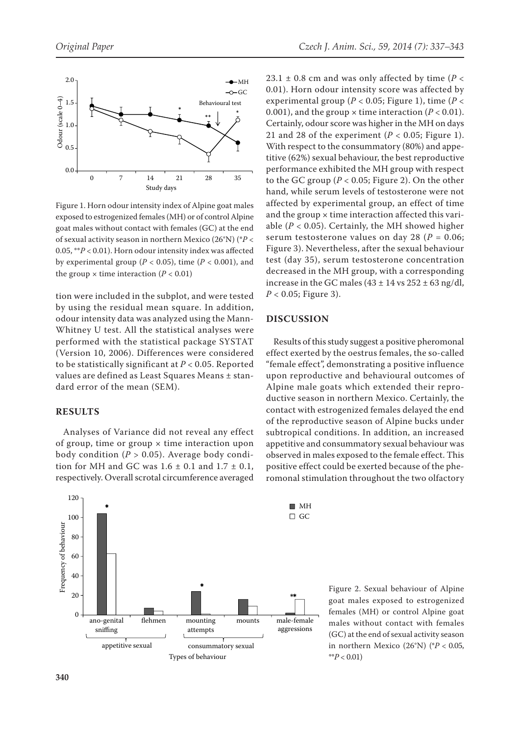Figure 1. Horn odour intensity index of Alpine goat males exposed to estrogenized females (MH) or of control Alpine goat males without contact with females (GC) at the end of sexual activity season in northern Mexico (26°N) (\*$P < 0.05$, \*\*$P < 0.01$). Horn odour intensity index was affected by experimental group ($P < 0.05$), time ($P < 0.001$), and the group × time interaction ($P < 0.01$)

tion were included in the subplot, and were tested by using the residual mean square. In addition, odour intensity data was analyzed using the Mann-Whitney U test. All the statistical analyses were performed with the statistical package SYSTAT (Version 10, 2006). Differences were considered to be statistically significant at $P < 0.05$. Reported values are defined as Least Squares Means ± standard error of the mean (SEM).

## RESULTS

Analyses of Variance did not reveal any effect of group, time or group × time interaction upon body condition ($P > 0.05$). Average body condition for MH and GC was 1.6 ± 0.1 and 1.7 ± 0.1, respectively. Overall scrotal circumference averaged 23.1 ± 0.8 cm and was only affected by time ($P < 0.01$). Horn odour intensity score was affected by experimental group ($P < 0.05$; Figure 1), time ($P < 0.001$), and the group × time interaction ($P < 0.01$). Certainly, odour score was higher in the MH on days 21 and 28 of the experiment ($P < 0.05$; Figure 1). With respect to the consummatory (80%) and appetitive (62%) sexual behaviour, the best reproductive performance exhibited the MH group with respect to the GC group ($P < 0.05$; Figure 2). On the other hand, while serum levels of testosterone were not affected by experimental group, an effect of time and the group × time interaction affected this variable ($P < 0.05$). Certainly, the MH showed higher serum testosterone values on day 28 ($P = 0.06$; Figure 3). Nevertheless, after the sexual behaviour test (day 35), serum testosterone concentration decreased in the MH group, with a corresponding increase in the GC males (43 ± 14 vs 252 ± 63 ng/dl, $P < 0.05$; Figure 3).

## DISCUSSION

Results of this study suggest a positive pheromonal effect exerted by the oestrus females, the so-called "female effect", demonstrating a positive influence upon reproductive and behavioural outcomes of Alpine male goats which extended their reproductive season in northern Mexico. Certainly, the contact with estrogenized females delayed the end of the reproductive season of Alpine bucks under subtropical conditions. In addition, an increased appetitive and consummatory sexual behaviour was observed in males exposed to the female effect. This positive effect could be exerted because of the pheromonal stimulation throughout the two olfactory

Figure 2. Sexual behaviour of Alpine goat males exposed to estrogenized females (MH) or control Alpine goat males without contact with females (GC) at the end of sexual activity season in northern Mexico (26°N) (\*$P < 0.05$, \*\*$P < 0.01$)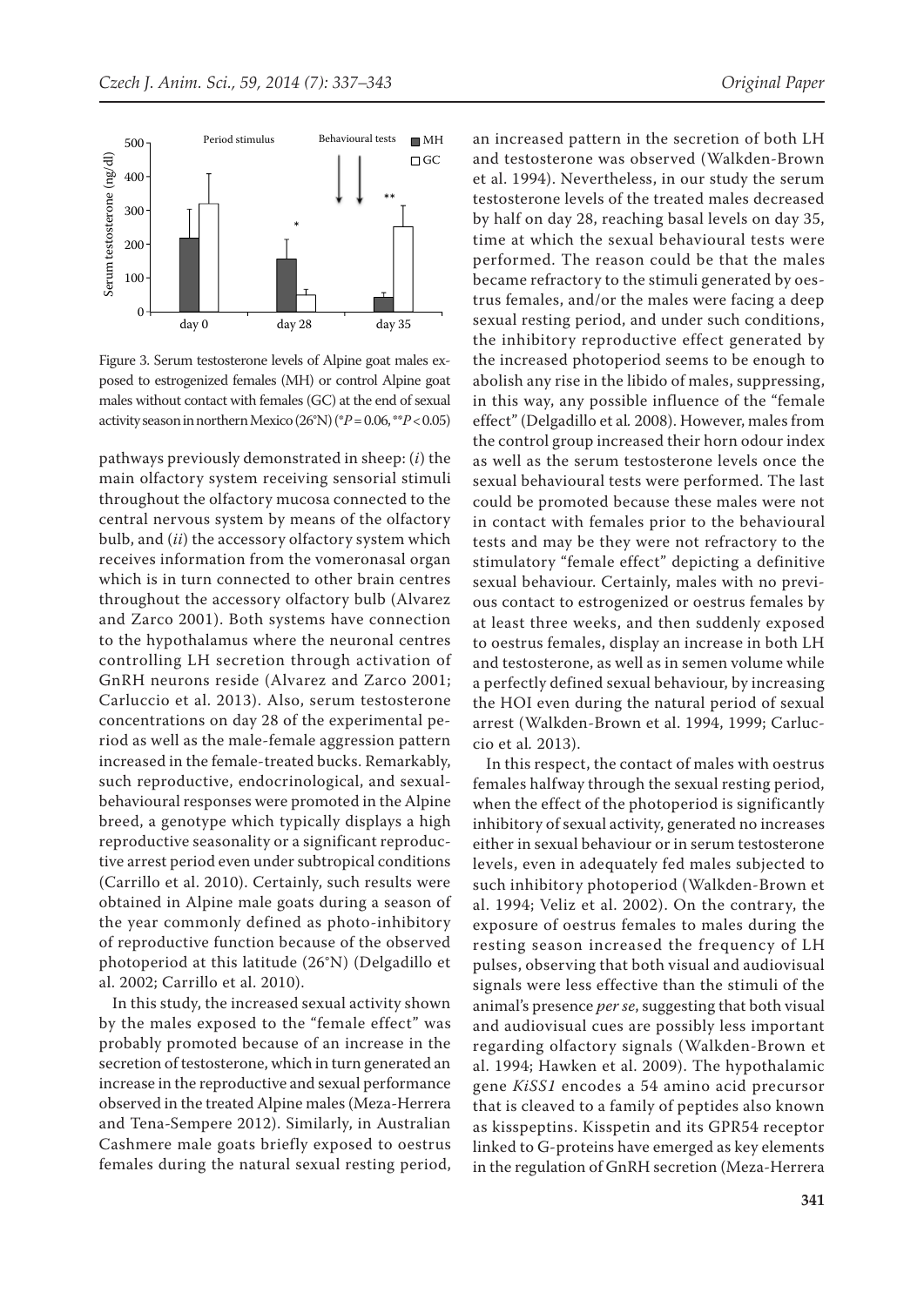Figure 3. Serum testosterone levels of Alpine goat males exposed to estrogenized females (MH) or control Alpine goat males without contact with females (GC) at the end of sexual activity season in northern Mexico (26°N) (*$P = 0.06$, **$P < 0.05$)

pathways previously demonstrated in sheep: (*i*) the main olfactory system receiving sensorial stimuli throughout the olfactory mucosa connected to the central nervous system by means of the olfactory bulb, and (*ii*) the accessory olfactory system which receives information from the vomeronasal organ which is in turn connected to other brain centres throughout the accessory olfactory bulb (Alvarez and Zarco 2001). Both systems have connection to the hypothalamus where the neuronal centres controlling LH secretion through activation of GnRH neurons reside (Alvarez and Zarco 2001; Carluccio et al. 2013). Also, serum testosterone concentrations on day 28 of the experimental period as well as the male-female aggression pattern increased in the female-treated bucks. Remarkably, such reproductive, endocrinological, and sexual-behavioural responses were promoted in the Alpine breed, a genotype which typically displays a high reproductive seasonality or a significant reproductive arrest period even under subtropical conditions (Carrillo et al. 2010). Certainly, such results were obtained in Alpine male goats during a season of the year commonly defined as photo-inhibitory of reproductive function because of the observed photoperiod at this latitude (26°N) (Delgadillo et al. 2002; Carrillo et al. 2010).

In this study, the increased sexual activity shown by the males exposed to the "female effect" was probably promoted because of an increase in the secretion of testosterone, which in turn generated an increase in the reproductive and sexual performance observed in the treated Alpine males (Meza-Herrera and Tena-Sempere 2012). Similarly, in Australian Cashmere male goats briefly exposed to oestrus females during the natural sexual resting period, an increased pattern in the secretion of both LH and testosterone was observed (Walkden-Brown et al. 1994). Nevertheless, in our study the serum testosterone levels of the treated males decreased by half on day 28, reaching basal levels on day 35, time at which the sexual behavioural tests were performed. The reason could be that the males became refractory to the stimuli generated by oestrus females, and/or the males were facing a deep sexual resting period, and under such conditions, the inhibitory reproductive effect generated by the increased photoperiod seems to be enough to abolish any rise in the libido of males, suppressing, in this way, any possible influence of the "female effect" (Delgadillo et al. 2008). However, males from the control group increased their horn odour index as well as the serum testosterone levels once the sexual behavioural tests were performed. The last could be promoted because these males were not in contact with females prior to the behavioural tests and may be they were not refractory to the stimulatory "female effect" depicting a definitive sexual behaviour. Certainly, males with no previous contact to estrogenized or oestrus females by at least three weeks, and then suddenly exposed to oestrus females, display an increase in both LH and testosterone, as well as in semen volume while a perfectly defined sexual behaviour, by increasing the HOI even during the natural period of sexual arrest (Walkden-Brown et al. 1994, 1999; Carluccio et al. 2013).

In this respect, the contact of males with oestrus females halfway through the sexual resting period, when the effect of the photoperiod is significantly inhibitory of sexual activity, generated no increases either in sexual behaviour or in serum testosterone levels, even in adequately fed males subjected to such inhibitory photoperiod (Walkden-Brown et al. 1994; Veliz et al. 2002). On the contrary, the exposure of oestrus females to males during the resting season increased the frequency of LH pulses, observing that both visual and audiovisual signals were less effective than the stimuli of the animal's presence *per se*, suggesting that both visual and audiovisual cues are possibly less important regarding olfactory signals (Walkden-Brown et al. 1994; Hawken et al. 2009). The hypothalamic gene *KiSS1* encodes a 54 amino acid precursor that is cleaved to a family of peptides also known as kisspeptins. Kisspeptin and its GPR54 receptor linked to G-proteins have emerged as key elements in the regulation of GnRH secretion (Meza-Herrera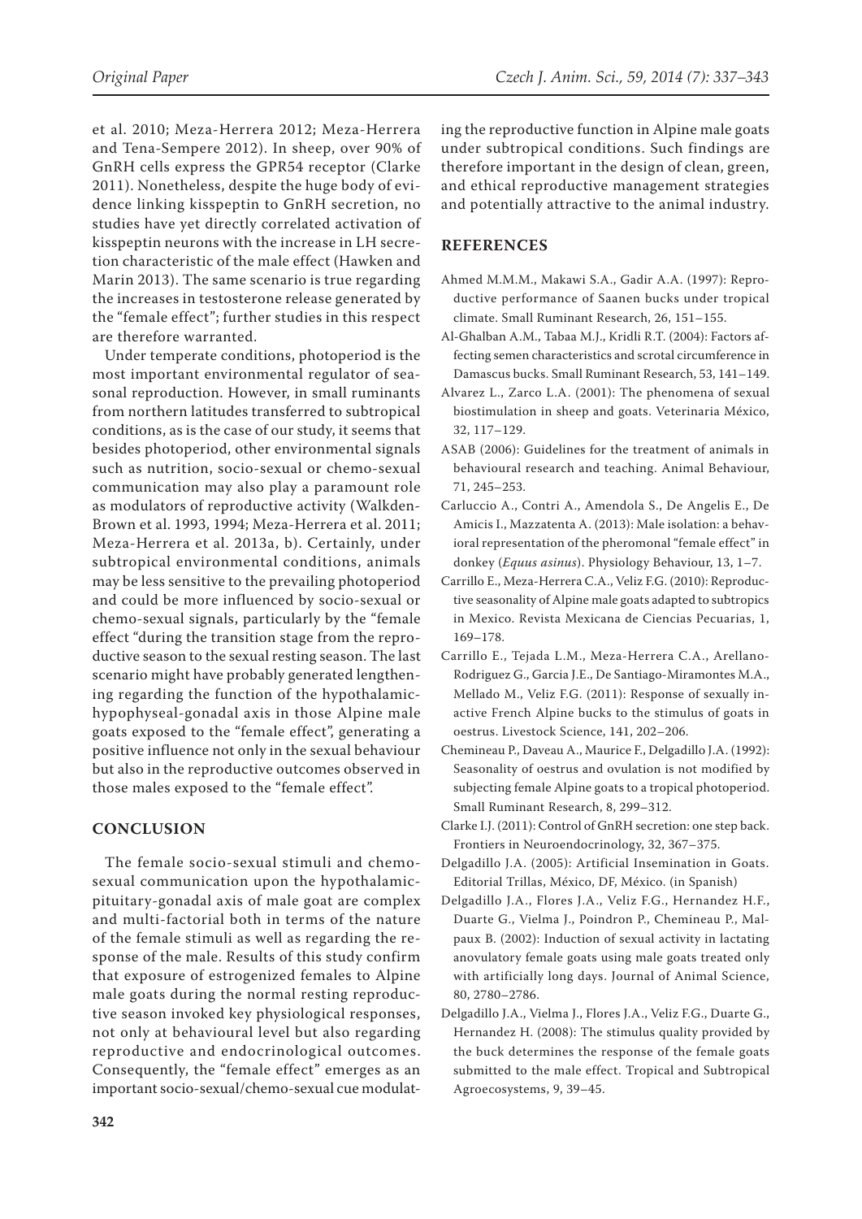et al. 2010; Meza-Herrera 2012; Meza-Herrera and Tena-Sempere 2012). In sheep, over 90% of GnRH cells express the GPR54 receptor (Clarke 2011). Nonetheless, despite the huge body of evidence linking kisspeptin to GnRH secretion, no studies have yet directly correlated activation of kisspeptin neurons with the increase in LH secretion characteristic of the male effect (Hawken and Marin 2013). The same scenario is true regarding the increases in testosterone release generated by the "female effect"; further studies in this respect are therefore warranted.

Under temperate conditions, photoperiod is the most important environmental regulator of seasonal reproduction. However, in small ruminants from northern latitudes transferred to subtropical conditions, as is the case of our study, it seems that besides photoperiod, other environmental signals such as nutrition, socio-sexual or chemo-sexual communication may also play a paramount role as modulators of reproductive activity (Walkden-Brown et al. 1993, 1994; Meza-Herrera et al. 2011; Meza-Herrera et al. 2013a, b). Certainly, under subtropical environmental conditions, animals may be less sensitive to the prevailing photoperiod and could be more influenced by socio-sexual or chemo-sexual signals, particularly by the "female effect "during the transition stage from the reproductive season to the sexual resting season. The last scenario might have probably generated lengthening regarding the function of the hypothalamic-hypophyseal-gonadal axis in those Alpine male goats exposed to the "female effect", generating a positive influence not only in the sexual behaviour but also in the reproductive outcomes observed in those males exposed to the "female effect".

## CONCLUSION

The female socio-sexual stimuli and chemo-sexual communication upon the hypothalamic-pituitary-gonadal axis of male goat are complex and multi-factorial both in terms of the nature of the female stimuli as well as regarding the response of the male. Results of this study confirm that exposure of estrogenized females to Alpine male goats during the normal resting reproductive season invoked key physiological responses, not only at behavioural level but also regarding reproductive and endocrinological outcomes. Consequently, the "female effect" emerges as an important socio-sexual/chemo-sexual cue modulating the reproductive function in Alpine male goats under subtropical conditions. Such findings are therefore important in the design of clean, green, and ethical reproductive management strategies and potentially attractive to the animal industry.

## REFERENCES

Ahmed M.M.M., Makawi S.A., Gadir A.A. (1997): Reproductive performance of Saanen bucks under tropical climate. Small Ruminant Research, 26, 151–155.

Al-Ghalban A.M., Tabaa M.J., Kridli R.T. (2004): Factors affecting semen characteristics and scrotal circumference in Damascus bucks. Small Ruminant Research, 53, 141–149.

Alvarez L., Zarco L.A. (2001): The phenomena of sexual biostimulation in sheep and goats. Veterinaria México, 32, 117–129.

ASAB (2006): Guidelines for the treatment of animals in behavioural research and teaching. Animal Behaviour, 71, 245–253.

Carluccio A., Contri A., Amendola S., De Angelis E., De Amicis I., Mazzatenta A. (2013): Male isolation: a behavioral representation of the pheromonal "female effect" in donkey (*Equus asinus*). Physiology Behaviour, 13, 1–7.

Carrillo E., Meza-Herrera C.A., Veliz F.G. (2010): Reproductive seasonality of Alpine male goats adapted to subtropics in Mexico. Revista Mexicana de Ciencias Pecuarias, 1, 169–178.

Carrillo E., Tejada L.M., Meza-Herrera C.A., Arellano-Rodriguez G., Garcia J.E., De Santiago-Miramontes M.A., Mellado M., Veliz F.G. (2011): Response of sexually inactive French Alpine bucks to the stimulus of goats in oestrus. Livestock Science, 141, 202–206.

Chemineau P., Daveau A., Maurice F., Delgadillo J.A. (1992): Seasonality of oestrus and ovulation is not modified by subjecting female Alpine goats to a tropical photoperiod. Small Ruminant Research, 8, 299–312.

Clarke I.J. (2011): Control of GnRH secretion: one step back. Frontiers in Neuroendocrinology, 32, 367–375.

Delgadillo J.A. (2005): Artificial Insemination in Goats. Editorial Trillas, México, DF, México. (in Spanish)

Delgadillo J.A., Flores J.A., Veliz F.G., Hernandez H.F., Duarte G., Vielma J., Poindron P., Chemineau P., Malpaux B. (2002): Induction of sexual activity in lactating anovulatory female goats using male goats treated only with artificially long days. Journal of Animal Science, 80, 2780–2786.

Delgadillo J.A., Vielma J., Flores J.A., Veliz F.G., Duarte G., Hernandez H. (2008): The stimulus quality provided by the buck determines the response of the female goats submitted to the male effect. Tropical and Subtropical Agroecosystems, 9, 39–45.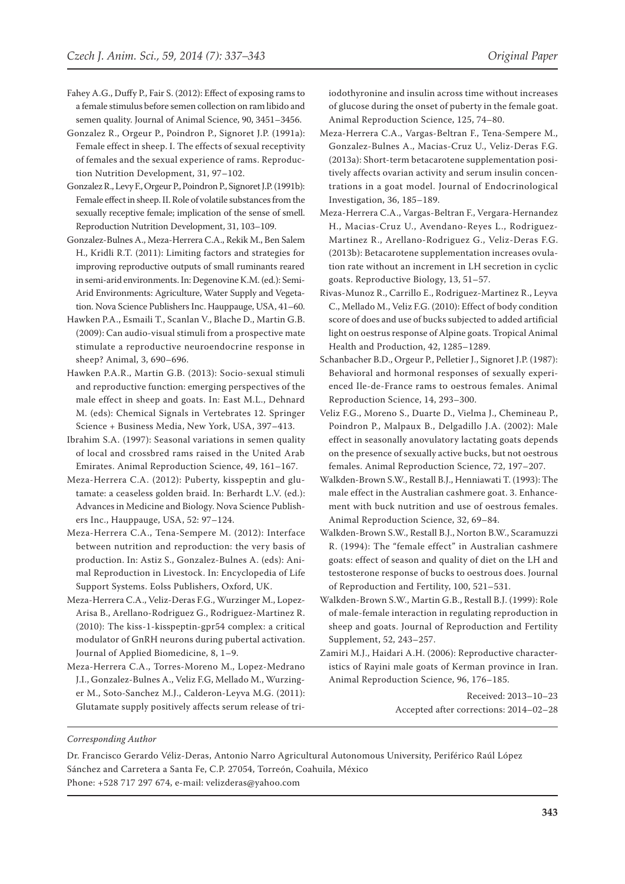Fahey A.G., Duffy P., Fair S. (2012): Effect of exposing rams to a female stimulus before semen collection on ram libido and semen quality. Journal of Animal Science, 90, 3451–3456.

Gonzalez R., Orgeur P., Poindron P., Signoret J.P. (1991a): Female effect in sheep. I. The effects of sexual receptivity of females and the sexual experience of rams. Reproduction Nutrition Development, 31, 97–102.

Gonzalez R., Levy F., Orgeur P., Poindron P., Signoret J.P. (1991b): Female effect in sheep. II. Role of volatile substances from the sexually receptive female; implication of the sense of smell. Reproduction Nutrition Development, 31, 103–109.

Gonzalez-Bulnes A., Meza-Herrera C.A., Rekik M., Ben Salem H., Kridli R.T. (2011): Limiting factors and strategies for improving reproductive outputs of small ruminants reared in semi-arid environments. In: Degenovine K.M. (ed.): Semi-Arid Environments: Agriculture, Water Supply and Vegetation. Nova Science Publishers Inc. Hauppauge, USA, 41–60.

Hawken P.A., Esmaili T., Scanlan V., Blache D., Martin G.B. (2009): Can audio-visual stimuli from a prospective mate stimulate a reproductive neuroendocrine response in sheep? Animal, 3, 690–696.

Hawken P.A.R., Martin G.B. (2013): Socio-sexual stimuli and reproductive function: emerging perspectives of the male effect in sheep and goats. In: East M.L., Dehnard M. (eds): Chemical Signals in Vertebrates 12. Springer Science + Business Media, New York, USA, 397–413.

Ibrahim S.A. (1997): Seasonal variations in semen quality of local and crossbred rams raised in the United Arab Emirates. Animal Reproduction Science, 49, 161–167.

Meza-Herrera C.A. (2012): Puberty, kisspeptin and glutamate: a ceaseless golden braid. In: Berhardt L.V. (ed.): Advances in Medicine and Biology. Nova Science Publishers Inc., Hauppauge, USA, 52: 97–124.

Meza-Herrera C.A., Tena-Sempere M. (2012): Interface between nutrition and reproduction: the very basis of production. In: Astiz S., Gonzalez-Bulnes A. (eds): Animal Reproduction in Livestock. In: Encyclopedia of Life Support Systems. Eolss Publishers, Oxford, UK.

Meza-Herrera C.A., Veliz-Deras F.G., Wurzinger M., Lopez-Arisa B., Arellano-Rodriguez G., Rodriguez-Martinez R. (2010): The kiss-1-kisspeptin-gpr54 complex: a critical modulator of GnRH neurons during pubertal activation. Journal of Applied Biomedicine, 8, 1–9.

Meza-Herrera C.A., Torres-Moreno M., Lopez-Medrano J.I., Gonzalez-Bulnes A., Veliz F.G, Mellado M., Wurzinger M., Soto-Sanchez M.J., Calderon-Leyva M.G. (2011): Glutamate supply positively affects serum release of triiodothyronine and insulin across time without increases of glucose during the onset of puberty in the female goat. Animal Reproduction Science, 125, 74–80.

Meza-Herrera C.A., Vargas-Beltran F., Tena-Sempere M., Gonzalez-Bulnes A., Macias-Cruz U., Veliz-Deras F.G. (2013a): Short-term betacarotene supplementation positively affects ovarian activity and serum insulin concentrations in a goat model. Journal of Endocrinological Investigation, 36, 185–189.

Meza-Herrera C.A., Vargas-Beltran F., Vergara-Hernandez H., Macias-Cruz U., Avendano-Reyes L., Rodriguez-Martinez R., Arellano-Rodriguez G., Veliz-Deras F.G. (2013b): Betacarotene supplementation increases ovulation rate without an increment in LH secretion in cyclic goats. Reproductive Biology, 13, 51–57.

Rivas-Munoz R., Carrillo E., Rodriguez-Martinez R., Leyva C., Mellado M., Veliz F.G. (2010): Effect of body condition score of does and use of bucks subjected to added artificial light on oestrus response of Alpine goats. Tropical Animal Health and Production, 42, 1285–1289.

Schanbacher B.D., Orgeur P., Pelletier J., Signoret J.P. (1987): Behavioral and hormonal responses of sexually experienced Ile-de-France rams to oestrous females. Animal Reproduction Science, 14, 293–300.

Veliz F.G., Moreno S., Duarte D., Vielma J., Chemineau P., Poindron P., Malpaux B., Delgadillo J.A. (2002): Male effect in seasonally anovulatory lactating goats depends on the presence of sexually active bucks, but not oestrous females. Animal Reproduction Science, 72, 197–207.

Walkden-Brown S.W., Restall B.J., Henniawati T. (1993): The male effect in the Australian cashmere goat. 3. Enhancement with buck nutrition and use of oestrous females. Animal Reproduction Science, 32, 69–84.

Walkden-Brown S.W., Restall B.J., Norton B.W., Scaramuzzi R. (1994): The "female effect" in Australian cashmere goats: effect of season and quality of diet on the LH and testosterone response of bucks to oestrous does. Journal of Reproduction and Fertility, 100, 521–531.

Walkden-Brown S.W., Martin G.B., Restall B.J. (1999): Role of male-female interaction in regulating reproduction in sheep and goats. Journal of Reproduction and Fertility Supplement, 52, 243–257.

Zamiri M.J., Haidari A.H. (2006): Reproductive characteristics of Rayini male goats of Kerman province in Iran. Animal Reproduction Science, 96, 176–185.

Received: 2013–10–23
Accepted after corrections: 2014–02–28

*Corresponding Author*

Dr. Francisco Gerardo Véliz-Deras, Antonio Narro Agricultural Autonomous University, Periférico Raúl López Sánchez and Carretera a Santa Fe, C.P. 27054, Torreón, Coahuila, México
Phone: +528 717 297 674, e-mail: velizderas@yahoo.com